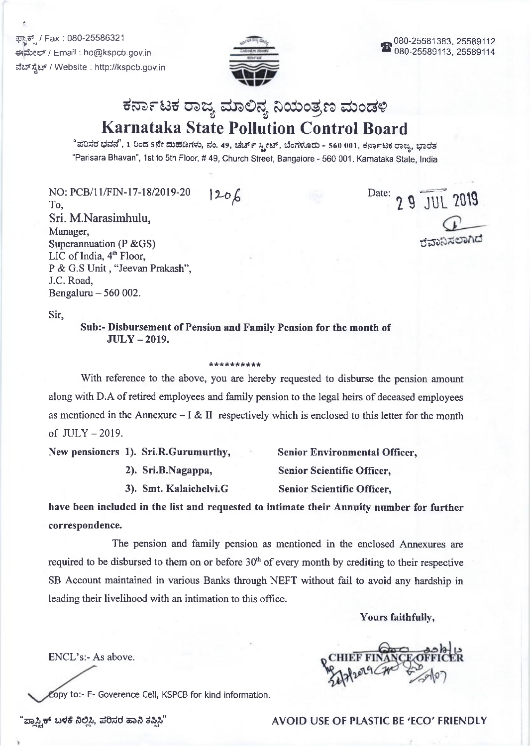ಫ್ಯಾಕ್ಸ್ / Fax : 080-25586321
ಈಮೇಲ್ / Email : ho@kspcb.gov.in
ವೆಬ್‌ಸೈಟ್ / Website : http://kspcb.gov.in

080-25581383, 25589112
080-25589113, 25589114

# ಕರ್ನಾಟಕ ರಾಜ್ಯ ಮಾಲಿನ್ಯ ನಿಯಂತ್ರಣ ಮಂಡಳಿ
# Karnataka State Pollution Control Board

"ಪರಿಸರ ಭವನ", 1 ರಿಂದ 5ನೇ ಮಹಡಿಗಳು, ನಂ. 49, ಚರ್ಚ್ ಸ್ಟ್ರೀಟ್, ಬೆಂಗಳೂರು - 560 001, ಕರ್ನಾಟಕ ರಾಜ್ಯ, ಭಾರತ
"Parisara Bhavan", 1st to 5th Floor, # 49, Church Street, Bangalore - 560 001, Karnataka State, India

NO: PCB/11/FIN-17-18/2019-20 1206

Date: 29 JUL 2019

ರವಾನಿಸಲಾಗಿದೆ

To,
Sri. M.Narasimhulu,
Manager,
Superannuation (P &GS)
LIC of India, 4th Floor,
P & G.S Unit, "Jeevan Prakash",
J.C. Road,
Bengaluru – 560 002.

Sir,

**Sub:- Disbursement of Pension and Family Pension for the month of JULY – 2019.**

\*\*\*\*\*\*\*\*\*\*

With reference to the above, you are hereby requested to disburse the pension amount along with D.A of retired employees and family pension to the legal heirs of deceased employees as mentioned in the Annexure – I & II respectively which is enclosed to this letter for the month of JULY – 2019.

**New pensioners 1). Sri.R.Gurumurthy, Senior Environmental Officer,**
**2). Sri.B.Nagappa, Senior Scientific Officer,**
**3). Smt. Kalaichelvi.G Senior Scientific Officer,**

**have been included in the list and requested to intimate their Annuity number for further correspondence.**

The pension and family pension as mentioned in the enclosed Annexures are required to be disbursed to them on or before 30th of every month by crediting to their respective SB Account maintained in various Banks through NEFT without fail to avoid any hardship in leading their livelihood with an intimation to this office.

**Yours faithfully,**

**CHIEF FINANCE OFFICER**

ENCL's:- As above.

Copy to:- E- Goverence Cell, KSPCB for kind information.

"ಪ್ಲಾಸ್ಟಿಕ್ ಬಳಕೆ ನಿಲ್ಲಿಸಿ, ಪರಿಸರ ಹಾನಿ ತಪ್ಪಿಸಿ"

AVOID USE OF PLASTIC BE 'ECO' FRIENDLY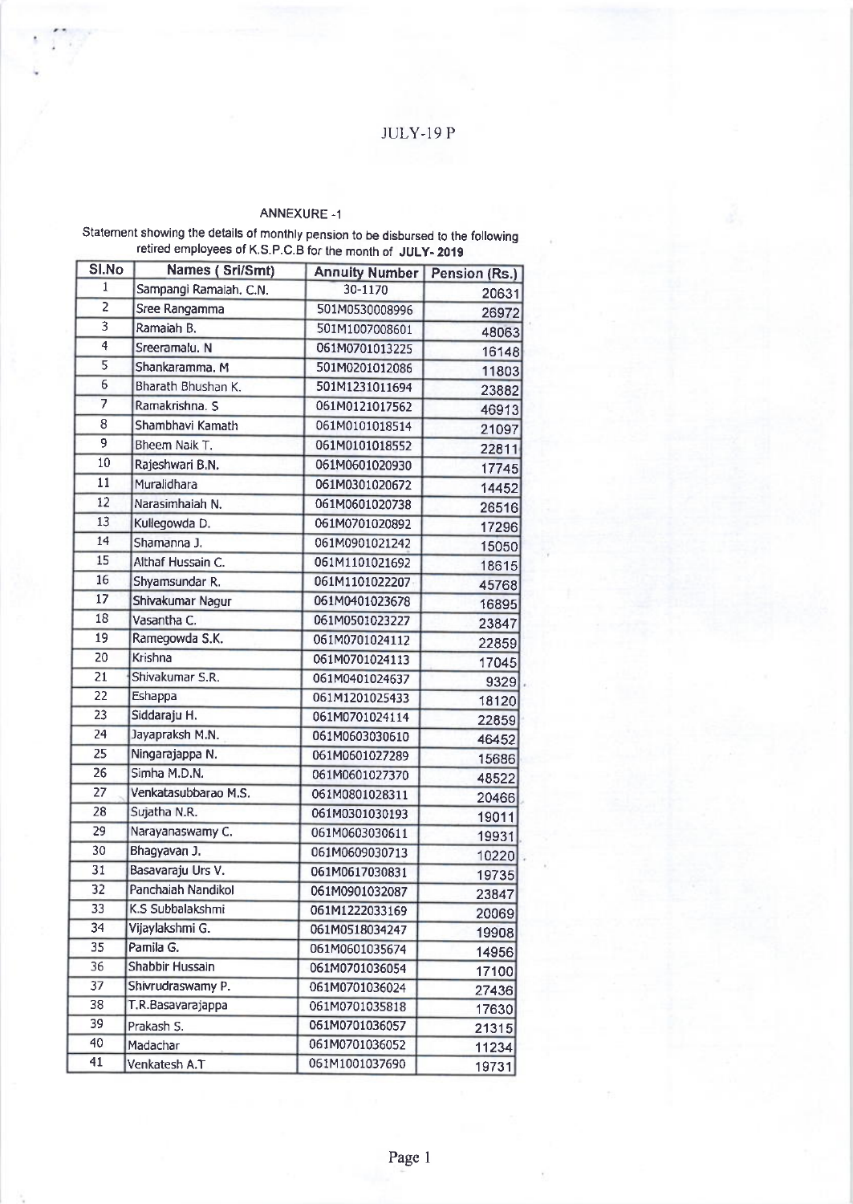JULY-19 P

## ANNEXURE -1

Statement showing the details of monthly pension to be disbursed to the following retired employees of K.S.P.C.B for the month of **JULY- 2019**

| Sl.No | Names ( Sri/Smt) | Annuity Number | Pension (Rs.) |
|---|---|---|---|
| 1 | Sampangi Ramaiah. C.N. | 30-1170 | 20631 |
| 2 | Sree Rangamma | 501M0530008996 | 26972 |
| 3 | Ramaiah B. | 501M1007008601 | 48063 |
| 4 | Sreeramalu. N | 061M0701013225 | 16148 |
| 5 | Shankaramma. M | 501M0201012086 | 11803 |
| 6 | Bharath Bhushan K. | 501M1231011694 | 23882 |
| 7 | Ramakrishna. S | 061M0121017562 | 46913 |
| 8 | Shambhavi Kamath | 061M0101018514 | 21097 |
| 9 | Bheem Naik T. | 061M0101018552 | 22811 |
| 10 | Rajeshwari B.N. | 061M0601020930 | 17745 |
| 11 | Muralidhara | 061M0301020672 | 14452 |
| 12 | Narasimhaiah N. | 061M0601020738 | 26516 |
| 13 | Kullegowda D. | 061M0701020892 | 17296 |
| 14 | Shamanna J. | 061M0901021242 | 15050 |
| 15 | Althaf Hussain C. | 061M1101021692 | 18615 |
| 16 | Shyamsundar R. | 061M1101022207 | 45768 |
| 17 | Shivakumar Nagur | 061M0401023678 | 16895 |
| 18 | Vasantha C. | 061M0501023227 | 23847 |
| 19 | Ramegowda S.K. | 061M0701024112 | 22859 |
| 20 | Krishna | 061M0701024113 | 17045 |
| 21 | Shivakumar S.R. | 061M0401024637 | 9329 |
| 22 | Eshappa | 061M1201025433 | 18120 |
| 23 | Siddaraju H. | 061M0701024114 | 22859 |
| 24 | Jayapraksh M.N. | 061M0603030610 | 46452 |
| 25 | Ningarajappa N. | 061M0601027289 | 15686 |
| 26 | Simha M.D.N. | 061M0601027370 | 48522 |
| 27 | Venkatasubbarao M.S. | 061M0801028311 | 20466 |
| 28 | Sujatha N.R. | 061M0301030193 | 19011 |
| 29 | Narayanaswamy C. | 061M0603030611 | 19931 |
| 30 | Bhagyavan J. | 061M0609030713 | 10220 |
| 31 | Basavaraju Urs V. | 061M0617030831 | 19735 |
| 32 | Panchaiah Nandikol | 061M0901032087 | 23847 |
| 33 | K.S Subbalakshmi | 061M1222033169 | 20069 |
| 34 | Vijaylakshmi G. | 061M0518034247 | 19908 |
| 35 | Pamila G. | 061M0601035674 | 14956 |
| 36 | Shabbir Hussain | 061M0701036054 | 17100 |
| 37 | Shivrudraswamy P. | 061M0701036024 | 27436 |
| 38 | T.R.Basavarajappa | 061M0701035818 | 17630 |
| 39 | Prakash S. | 061M0701036057 | 21315 |
| 40 | Madachar | 061M0701036052 | 11234 |
| 41 | Venkatesh A.T | 061M1001037690 | 19731 |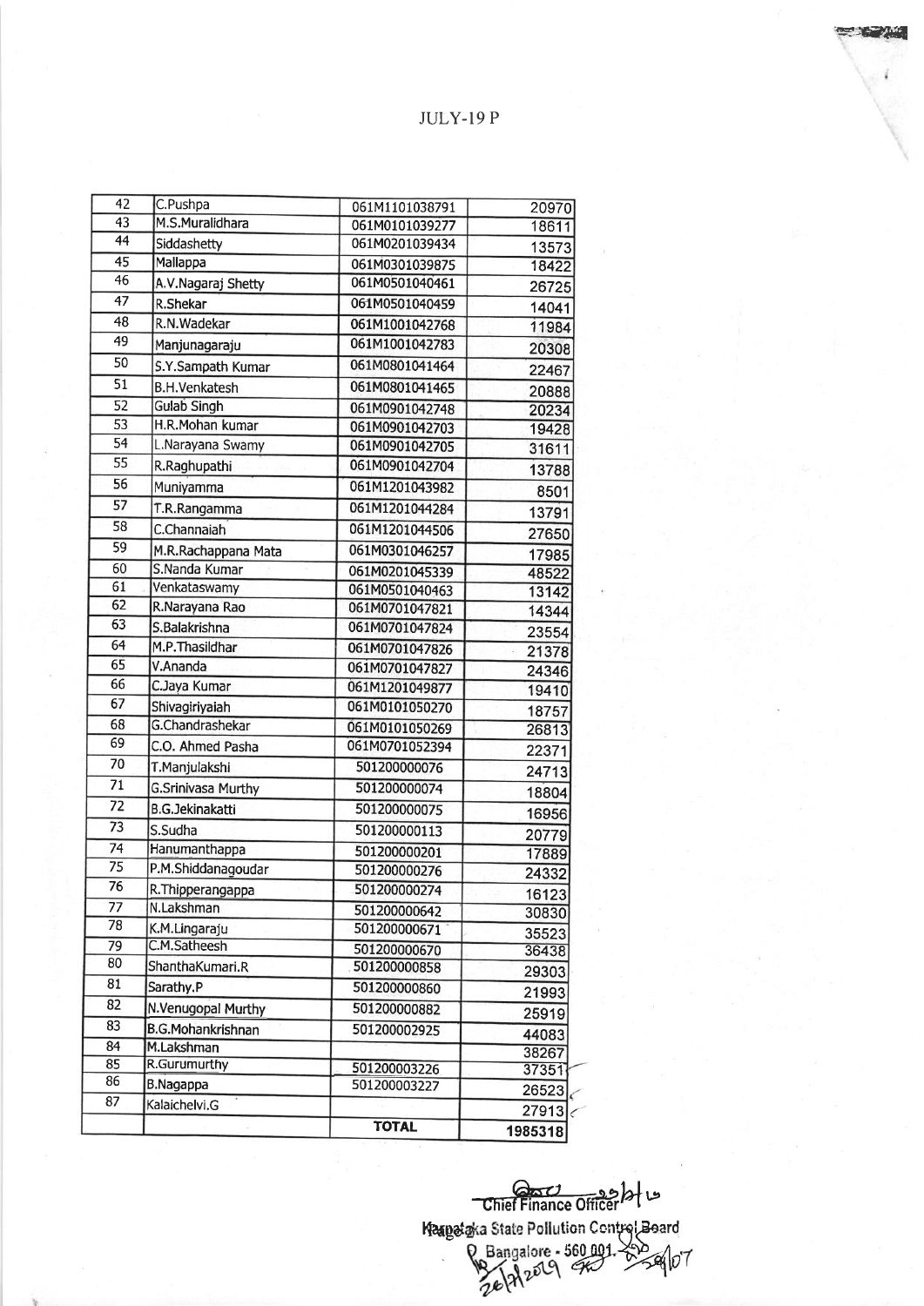JULY-19 P

| | | | |
|---|---|---|---|
| 42 | C.Pushpa | 061M1101038791 | 20970 |
| 43 | M.S.Muralidhara | 061M0101039277 | 18611 |
| 44 | Siddashetty | 061M0201039434 | 13573 |
| 45 | Mallappa | 061M0301039875 | 18422 |
| 46 | A.V.Nagaraj Shetty | 061M0501040461 | 26725 |
| 47 | R.Shekar | 061M0501040459 | 14041 |
| 48 | R.N.Wadekar | 061M1001042768 | 11984 |
| 49 | Manjunagaraju | 061M1001042783 | 20308 |
| 50 | S.Y.Sampath Kumar | 061M0801041464 | 22467 |
| 51 | B.H.Venkatesh | 061M0801041465 | 20888 |
| 52 | Gulab Singh | 061M0901042748 | 20234 |
| 53 | H.R.Mohan kumar | 061M0901042703 | 19428 |
| 54 | L.Narayana Swamy | 061M0901042705 | 31611 |
| 55 | R.Raghupathi | 061M0901042704 | 13788 |
| 56 | Muniyamma | 061M1201043982 | 8501 |
| 57 | T.R.Rangamma | 061M1201044284 | 13791 |
| 58 | C.Channaiah | 061M1201044506 | 27650 |
| 59 | M.R.Rachappana Mata | 061M0301046257 | 17985 |
| 60 | S.Nanda Kumar | 061M0201045339 | 48522 |
| 61 | Venkataswamy | 061M0501040463 | 13142 |
| 62 | R.Narayana Rao | 061M0701047821 | 14344 |
| 63 | S.Balakrishna | 061M0701047824 | 23554 |
| 64 | M.P.Thasildhar | 061M0701047826 | 21378 |
| 65 | V.Ananda | 061M0701047827 | 24346 |
| 66 | C.Jaya Kumar | 061M1201049877 | 19410 |
| 67 | Shivagiriyaiah | 061M0101050270 | 18757 |
| 68 | G.Chandrashekar | 061M0101050269 | 26813 |
| 69 | C.O. Ahmed Pasha | 061M0701052394 | 22371 |
| 70 | T.Manjulakshi | 501200000076 | 24713 |
| 71 | G.Srinivasa Murthy | 501200000074 | 18804 |
| 72 | B.G.Jekinakatti | 501200000075 | 16956 |
| 73 | S.Sudha | 501200000113 | 20779 |
| 74 | Hanumanthappa | 501200000201 | 17889 |
| 75 | P.M.Shiddanagoudar | 501200000276 | 24332 |
| 76 | R.Thipperangappa | 501200000274 | 16123 |
| 77 | N.Lakshman | 501200000642 | 30830 |
| 78 | K.M.Lingaraju | 501200000671 | 35523 |
| 79 | C.M.Satheesh | 501200000670 | 36438 |
| 80 | ShanthaKumari.R | 501200000858 | 29303 |
| 81 | Sarathy.P | 501200000860 | 21993 |
| 82 | N.Venugopal Murthy | 501200000882 | 25919 |
| 83 | B.G.Mohankrishnan | 501200002925 | 44083 |
| 84 | M.Lakshman | | 38267 |
| 85 | R.Gurumurthy | 501200003226 | 37351 |
| 86 | B.Nagappa | 501200003227 | 26523 |
| 87 | Kalaichelvi.G | | 27913 |
| | | TOTAL | 1985318 |

Chief Finance Officer

Karnataka State Pollution Control Board

Bangalore - 560 001.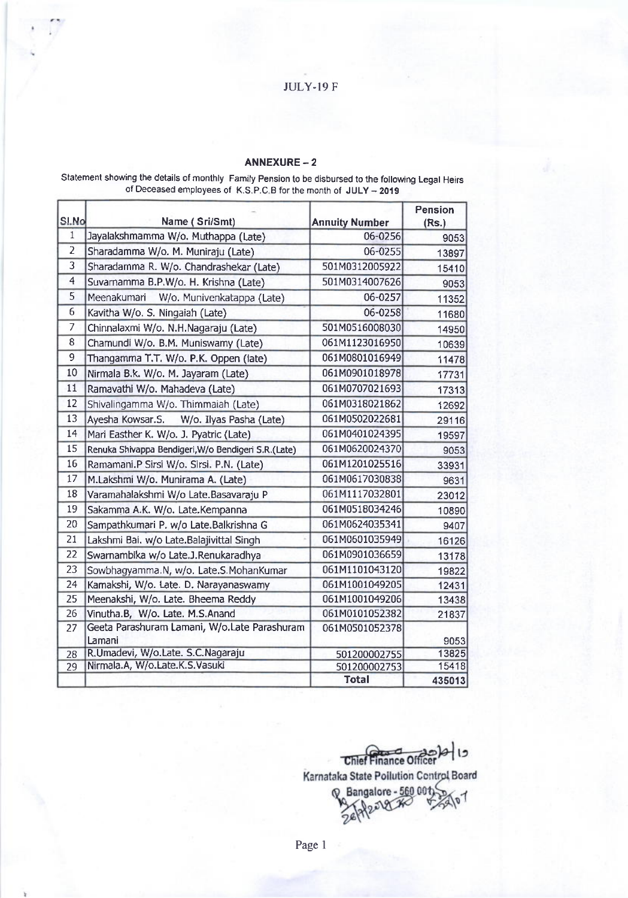JULY-19 F

## ANNEXURE – 2

Statement showing the details of monthly Family Pension to be disbursed to the following Legal Heirs of Deceased employees of K.S.P.C.B for the month of JULY – 2019

| Sl.No | Name ( Sri/Smt) | Annuity Number | Pension (Rs.) |
|---|---|---|---|
| 1 | Jayalakshmamma W/o. Muthappa (Late) | 06-0256 | 9053 |
| 2 | Sharadamma W/o. M. Muniraju (Late) | 06-0255 | 13897 |
| 3 | Sharadamma R. W/o. Chandrashekar (Late) | 501M0312005922 | 15410 |
| 4 | Suvarnamma B.P.W/o. H. Krishna (Late) | 501M0314007626 | 9053 |
| 5 | Meenakumari W/o. Munivenkatappa (Late) | 06-0257 | 11352 |
| 6 | Kavitha W/o. S. Ningaiah (Late) | 06-0258 | 11680 |
| 7 | Chinnalaxmi W/o. N.H.Nagaraju (Late) | 501M0516008030 | 14950 |
| 8 | Chamundi W/o. B.M. Muniswamy (Late) | 061M1123016950 | 10639 |
| 9 | Thangamma T.T. W/o. P.K. Oppen (late) | 061M0801016949 | 11478 |
| 10 | Nirmala B.k. W/o. M. Jayaram (Late) | 061M0901018978 | 17731 |
| 11 | Ramavathi W/o. Mahadeva (Late) | 061M0707021693 | 17313 |
| 12 | Shivalingamma W/o. Thimmaiah (Late) | 061M0318021862 | 12692 |
| 13 | Ayesha Kowsar.S. W/o. Ilyas Pasha (Late) | 061M0502022681 | 29116 |
| 14 | Mari Easther K. W/o. J. Pyatric (Late) | 061M0401024395 | 19597 |
| 15 | Renuka Shivappa Bendigeri,W/o Bendigeri S.R.(Late) | 061M0620024370 | 9053 |
| 16 | Ramamani.P Sirsi W/o. Sirsi. P.N. (Late) | 061M1201025516 | 33931 |
| 17 | M.Lakshmi W/o. Munirama A. (Late) | 061M0617030838 | 9631 |
| 18 | Varamahalakshmi W/o Late.Basavaraju P | 061M1117032801 | 23012 |
| 19 | Sakamma A.K. W/o. Late.Kempanna | 061M0518034246 | 10890 |
| 20 | Sampathkumari P. w/o Late.Balkrishna G | 061M0624035341 | 9407 |
| 21 | Lakshmi Bai. w/o Late.Balajivittal Singh | 061M0601035949 | 16126 |
| 22 | Swarnambika w/o Late.J.Renukaradhya | 061M0901036659 | 13178 |
| 23 | Sowbhagyamma.N, w/o. Late.S.MohanKumar | 061M1101043120 | 19822 |
| 24 | Kamakshi, W/o. Late. D. Narayanaswamy | 061M1001049205 | 12431 |
| 25 | Meenakshi, W/o. Late. Bheema Reddy | 061M1001049206 | 13438 |
| 26 | Vinutha.B, W/o. Late. M.S.Anand | 061M0101052382 | 21837 |
| 27 | Geeta Parashuram Lamani, W/o.Late Parashuram Lamani | 061M0501052378 | 9053 |
| 28 | R.Umadevi, W/o.Late. S.C.Nagaraju | 501200002755 | 13825 |
| 29 | Nirmala.A, W/o.Late.K.S.Vasuki | 501200002753 | 15418 |
| | | **Total** | **435013** |

Chief Finance Officer
Karnataka State Pollution Control Board
Bangalore - 560 001